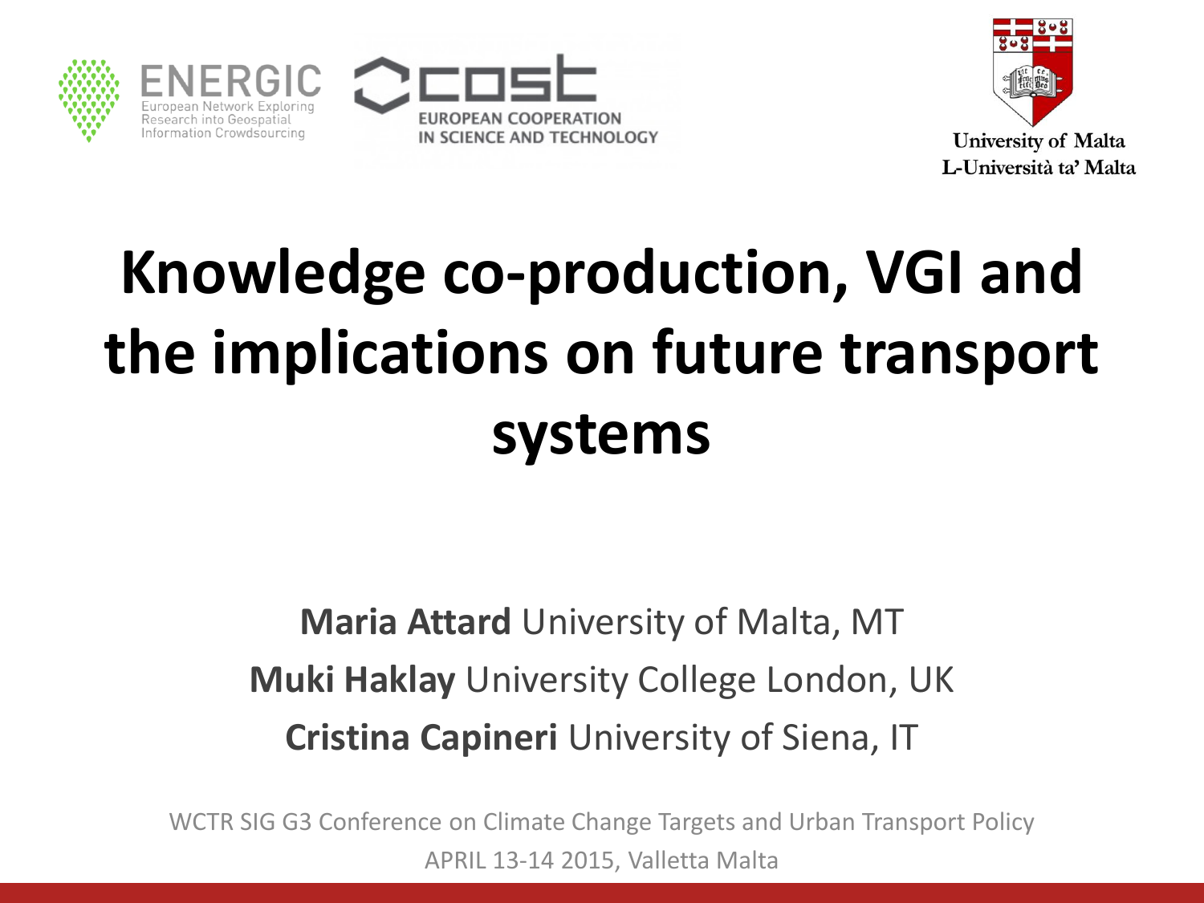ENERGIC European Network Exploring Research into Geospatial Information Crowdsourcing

cost EUROPEAN COOPERATION IN SCIENCE AND TECHNOLOGY

University of Malta
L-Università ta' Malta

# Knowledge co-production, VGI and the implications on future transport systems

**Maria Attard** University of Malta, MT

**Muki Haklay** University College London, UK

**Cristina Capineri** University of Siena, IT

WCTR SIG G3 Conference on Climate Change Targets and Urban Transport Policy

APRIL 13-14 2015, Valletta Malta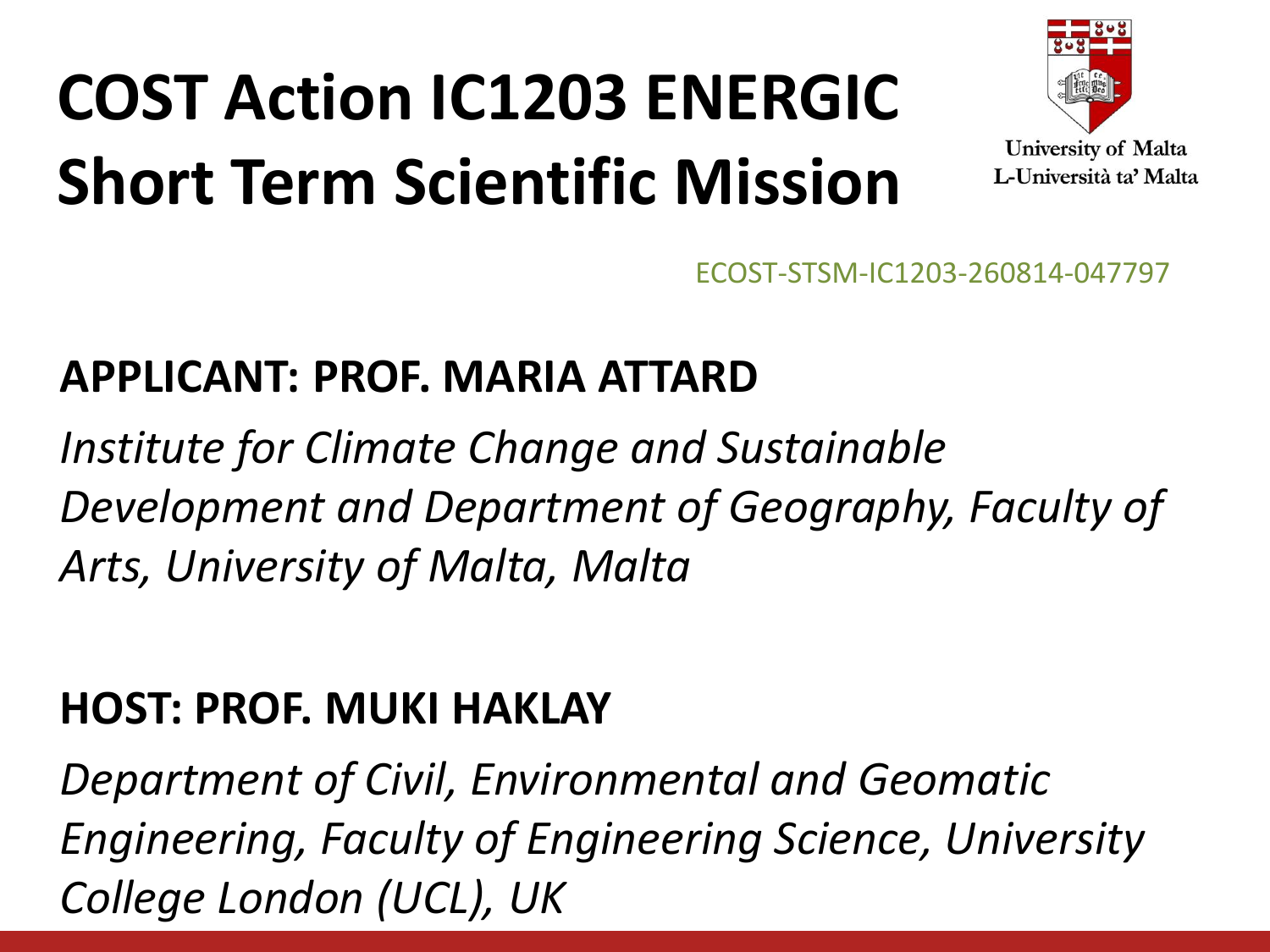# COST Action IC1203 ENERGIC Short Term Scientific Mission

University of Malta
L-Università ta' Malta

ECOST-STSM-IC1203-260814-047797

**APPLICANT: PROF. MARIA ATTARD**

*Institute for Climate Change and Sustainable Development and Department of Geography, Faculty of Arts, University of Malta, Malta*

**HOST: PROF. MUKI HAKLAY**

*Department of Civil, Environmental and Geomatic Engineering, Faculty of Engineering Science, University College London (UCL), UK*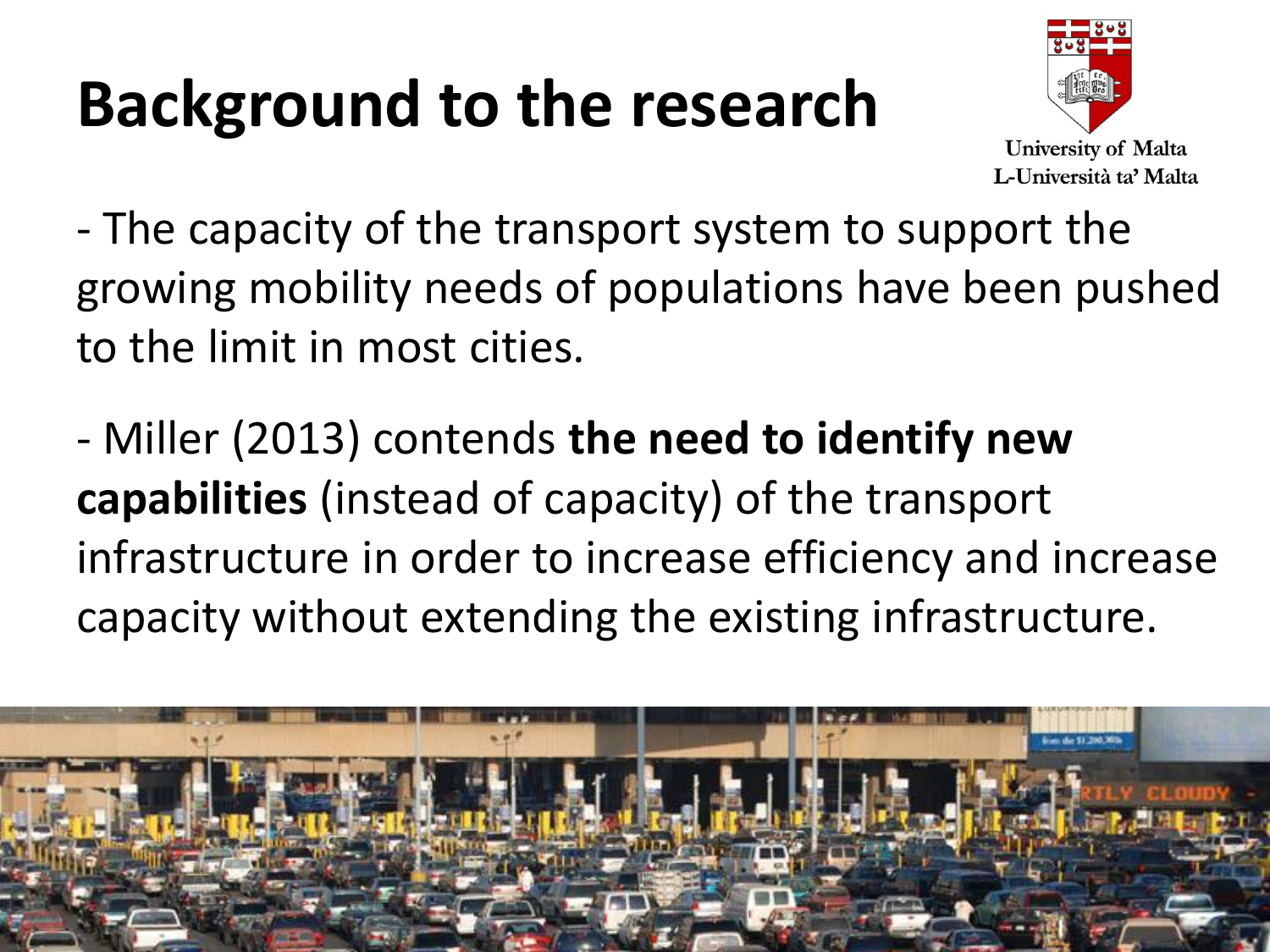# Background to the research

University of Malta
L-Università ta' Malta

- The capacity of the transport system to support the growing mobility needs of populations have been pushed to the limit in most cities.

- Miller (2013) contends **the need to identify new capabilities** (instead of capacity) of the transport infrastructure in order to increase efficiency and increase capacity without extending the existing infrastructure.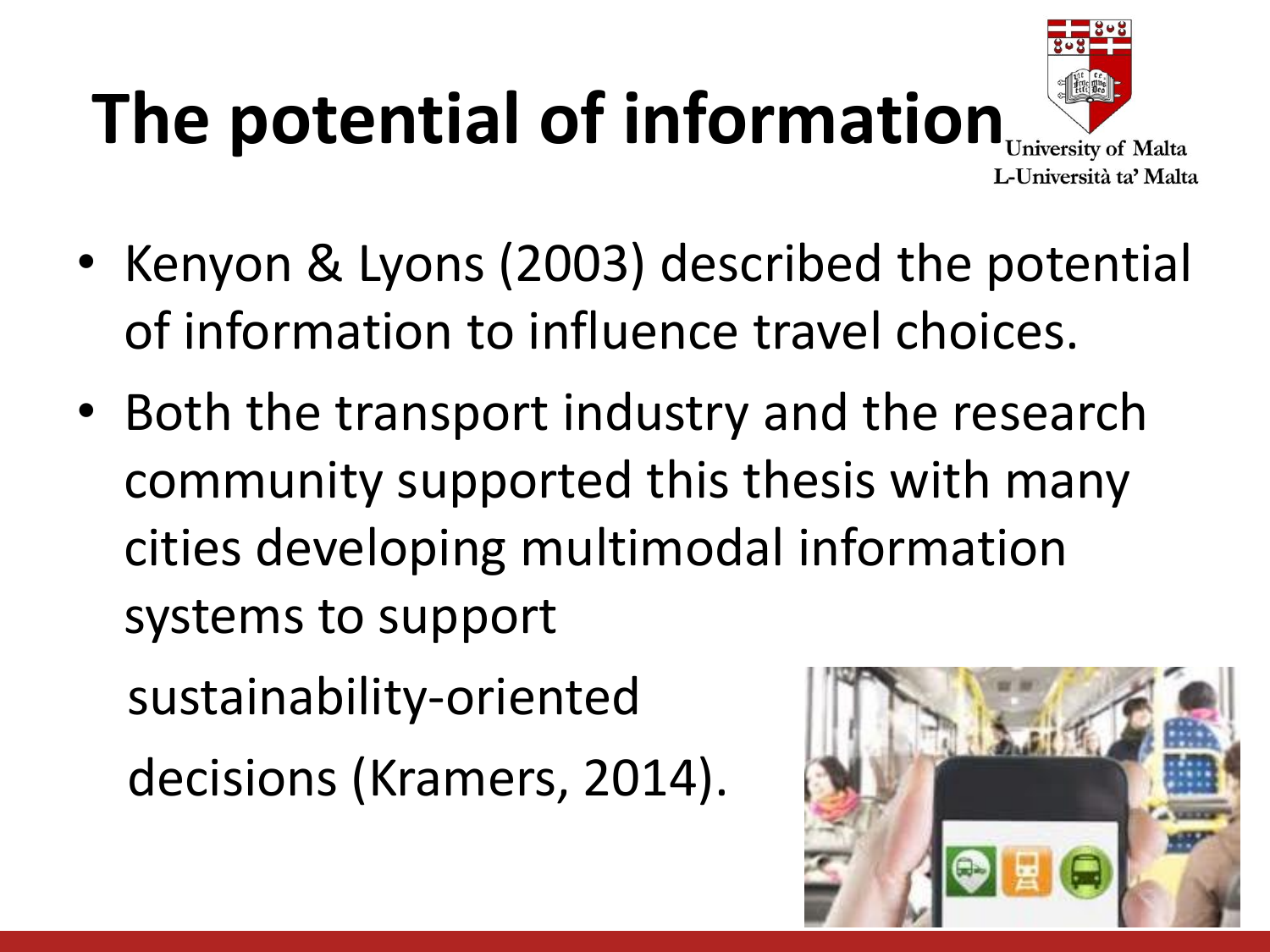# The potential of information

- Kenyon & Lyons (2003) described the potential of information to influence travel choices.
- Both the transport industry and the research community supported this thesis with many cities developing multimodal information systems to support sustainability-oriented decisions (Kramers, 2014).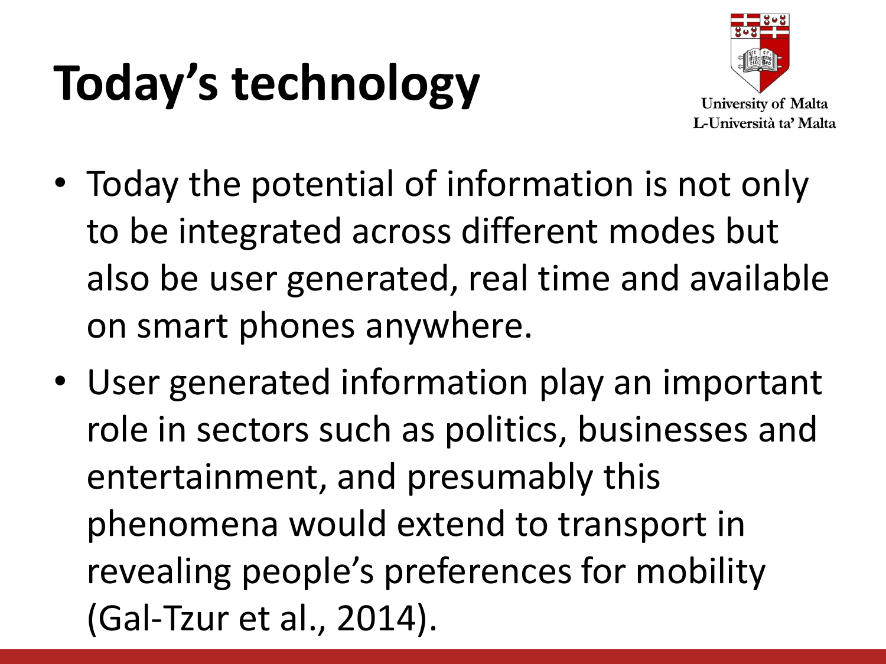# Today's technology

- Today the potential of information is not only to be integrated across different modes but also be user generated, real time and available on smart phones anywhere.
- User generated information play an important role in sectors such as politics, businesses and entertainment, and presumably this phenomena would extend to transport in revealing people's preferences for mobility (Gal-Tzur et al., 2014).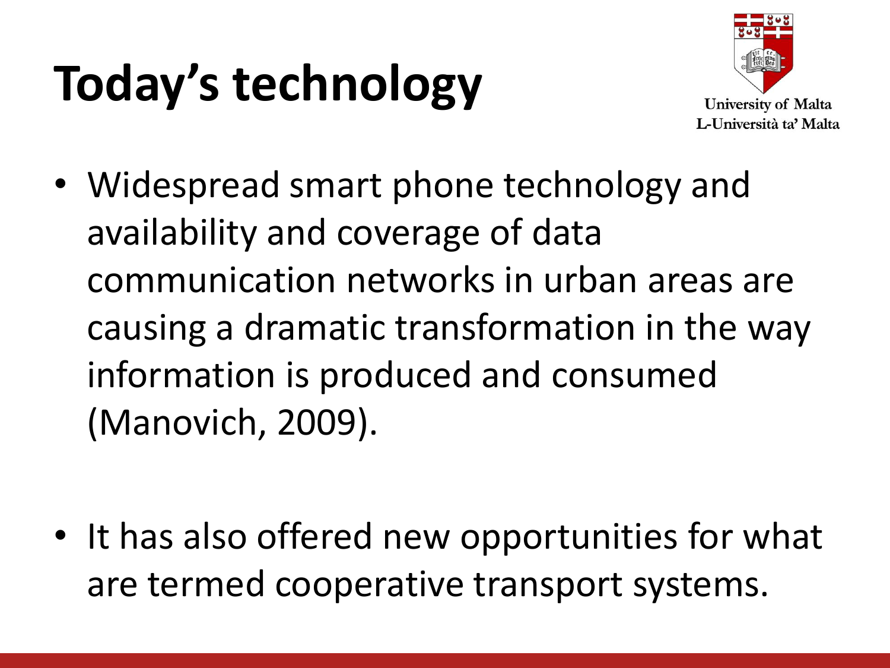# Today's technology

- Widespread smart phone technology and availability and coverage of data communication networks in urban areas are causing a dramatic transformation in the way information is produced and consumed (Manovich, 2009).

- It has also offered new opportunities for what are termed cooperative transport systems.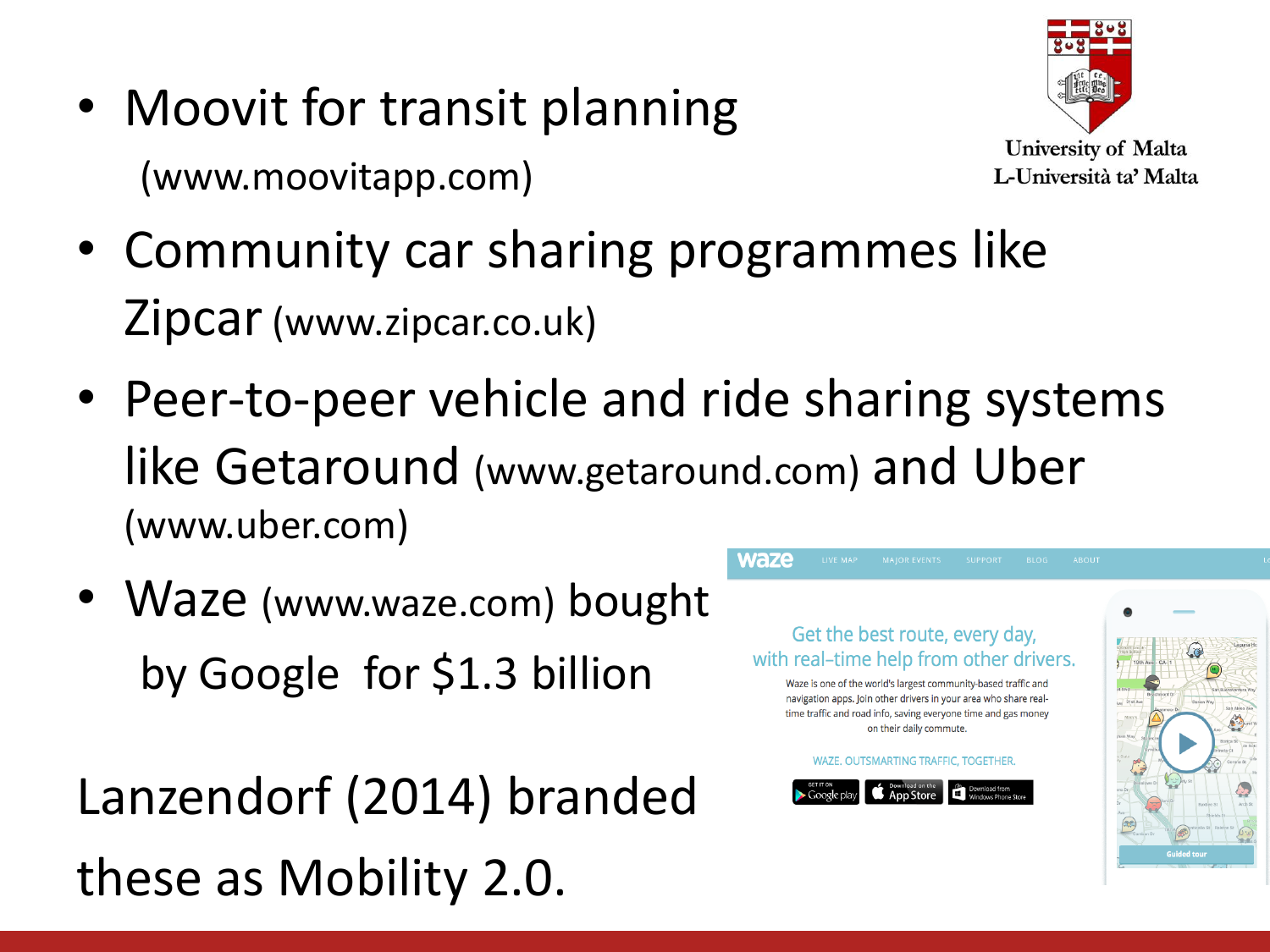- Moovit for transit planning (www.moovitapp.com)
- Community car sharing programmes like Zipcar (www.zipcar.co.uk)
- Peer-to-peer vehicle and ride sharing systems like Getaround (www.getaround.com) and Uber (www.uber.com)
- Waze (www.waze.com) bought by Google for $1.3 billion

Lanzendorf (2014) branded these as Mobility 2.0.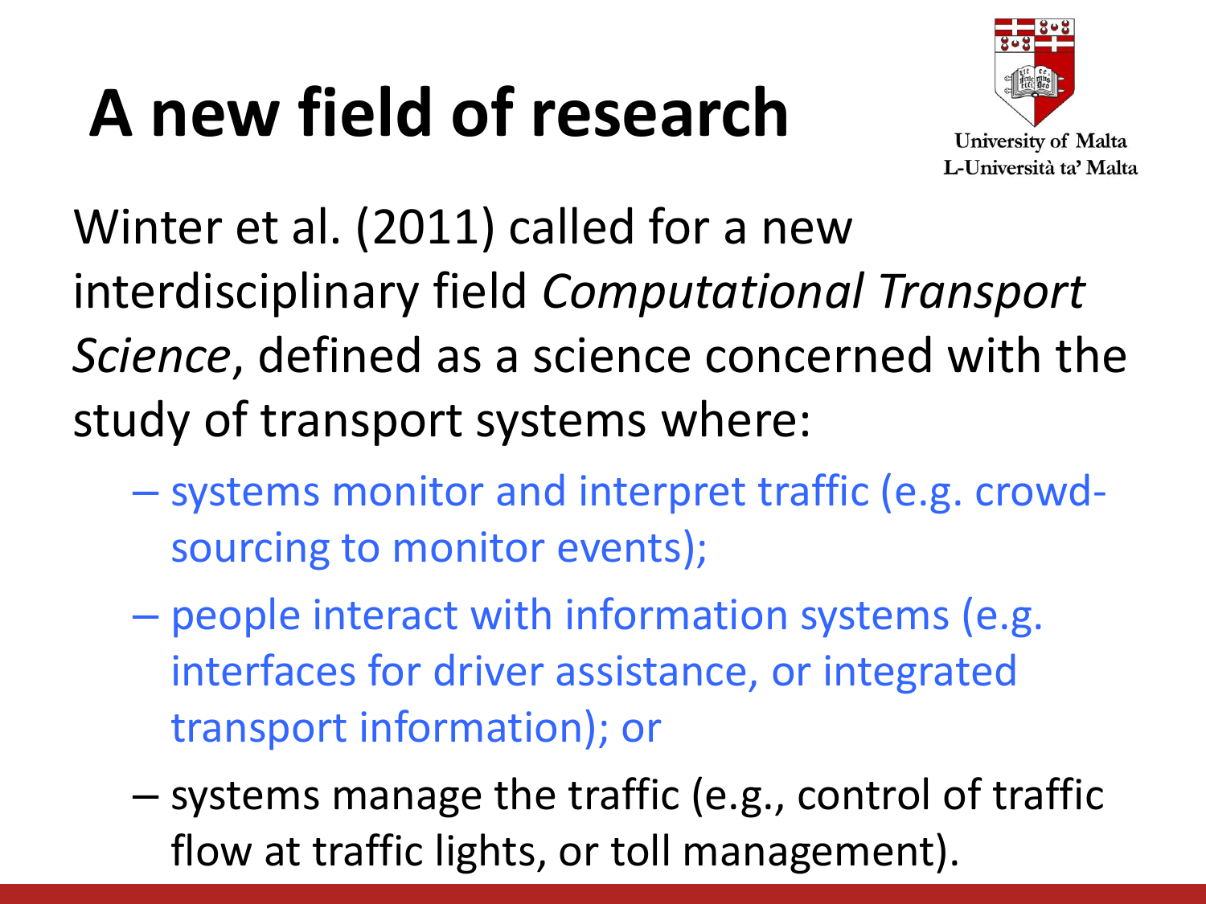# A new field of research

Winter et al. (2011) called for a new interdisciplinary field *Computational Transport Science*, defined as a science concerned with the study of transport systems where:

- systems monitor and interpret traffic (e.g. crowd-sourcing to monitor events);
- people interact with information systems (e.g. interfaces for driver assistance, or integrated transport information); or
- systems manage the traffic (e.g., control of traffic flow at traffic lights, or toll management).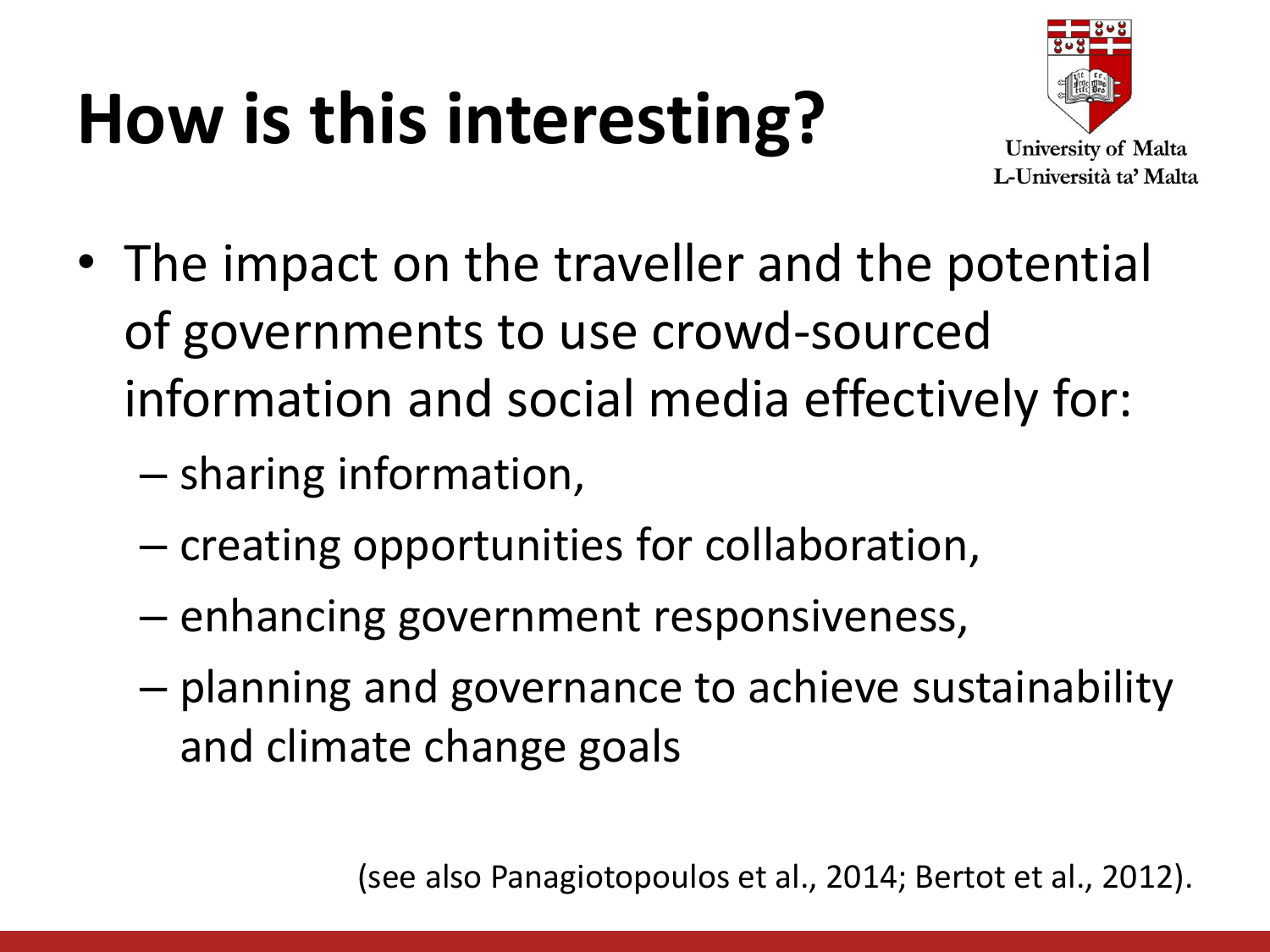# How is this interesting?

University of Malta
L-Università ta' Malta

- The impact on the traveller and the potential of governments to use crowd-sourced information and social media effectively for:
  - sharing information,
  - creating opportunities for collaboration,
  - enhancing government responsiveness,
  - planning and governance to achieve sustainability and climate change goals

(see also Panagiotopoulos et al., 2014; Bertot et al., 2012).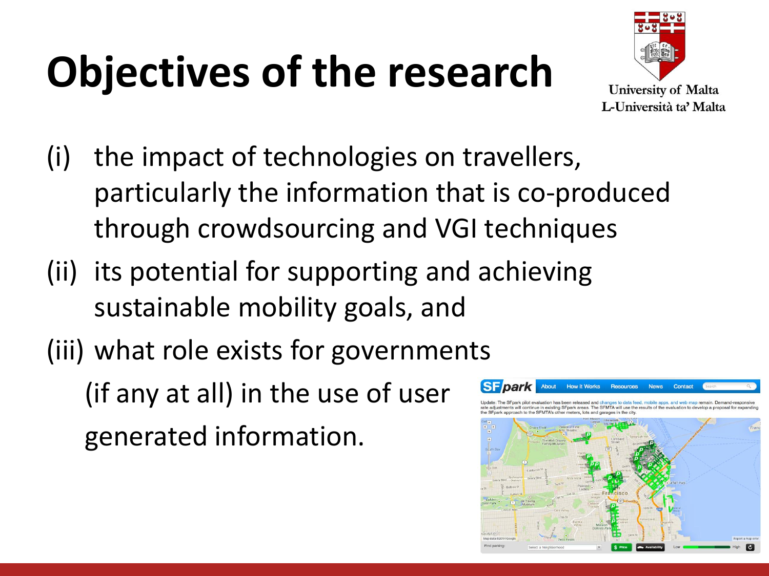# Objectives of the research

(i) the impact of technologies on travellers, particularly the information that is co-produced through crowdsourcing and VGI techniques

(ii) its potential for supporting and achieving sustainable mobility goals, and

(iii) what role exists for governments (if any at all) in the use of user generated information.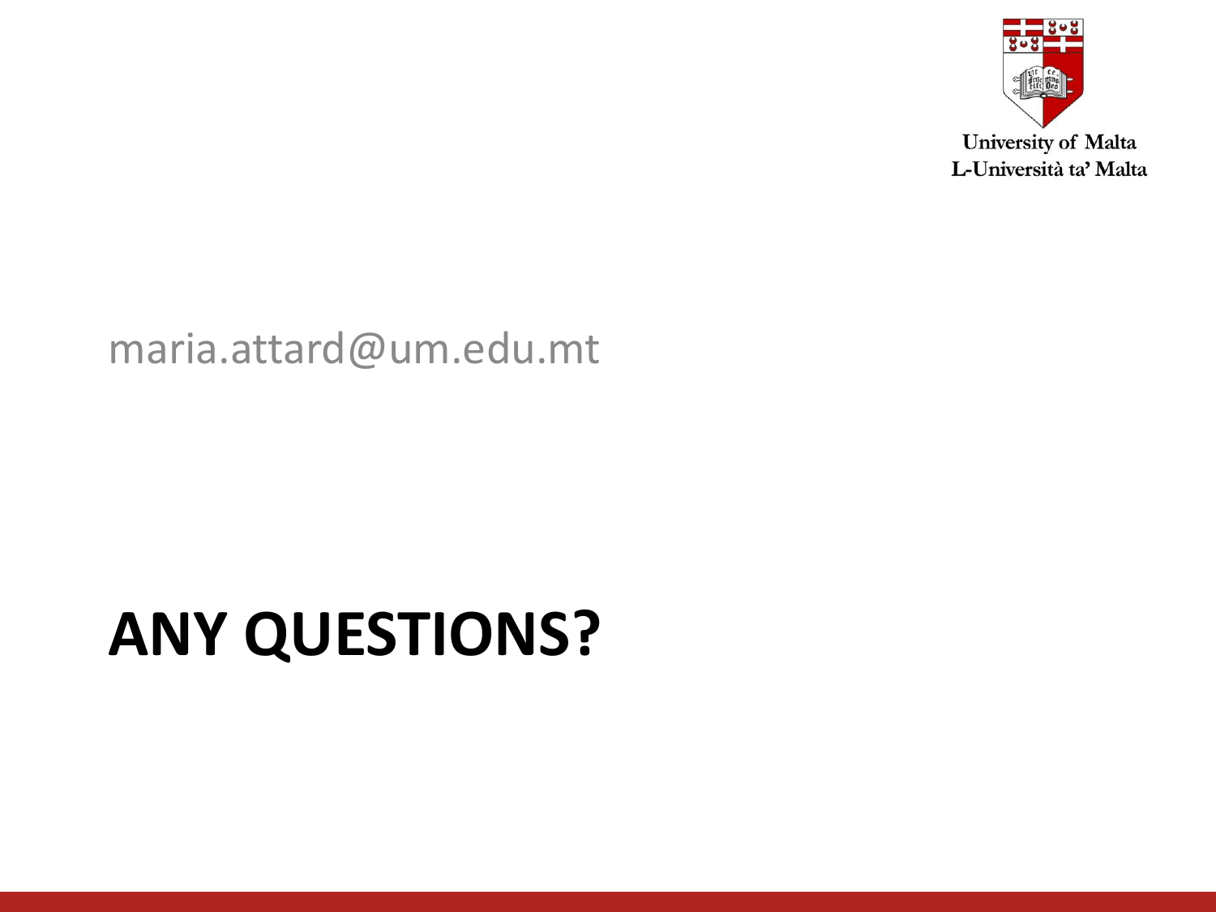University of Malta
L-Università ta' Malta

maria.attard@um.edu.mt

# ANY QUESTIONS?